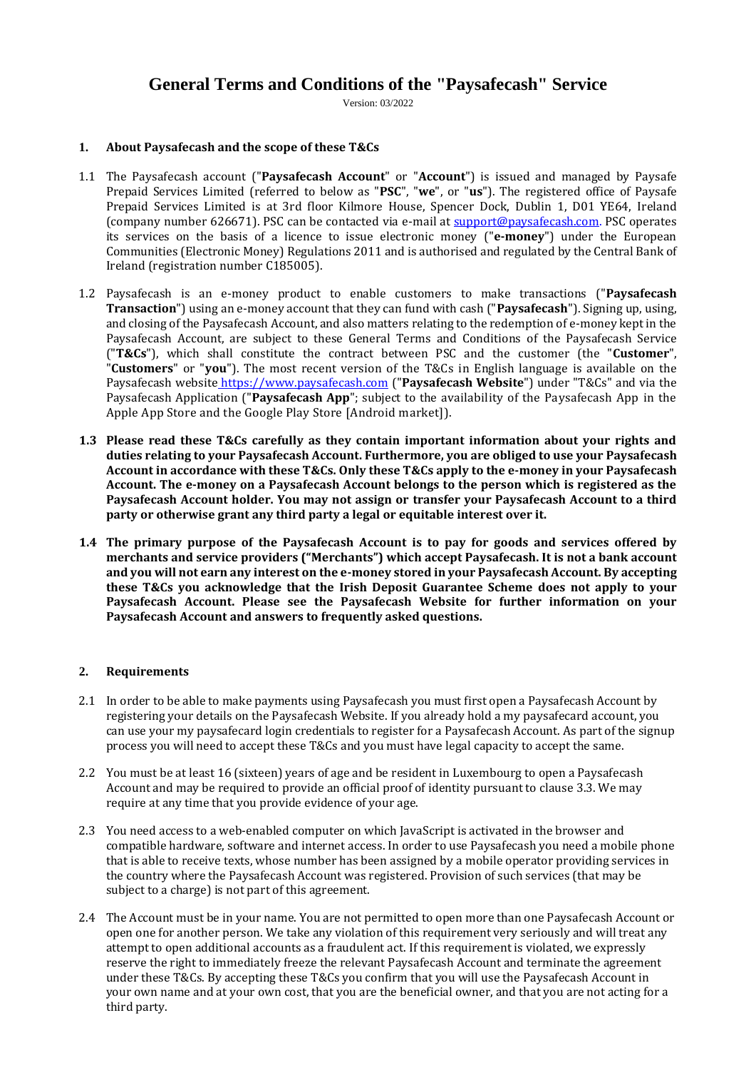# General Terms and Conditions of the "Paysafecash" Service

Version: 03/2022

## 1. About Paysafecash and the scope of these T&Cs

1.1 The Paysafecash account ("**Paysafecash Account**" or "**Account**") is issued and managed by Paysafe Prepaid Services Limited (referred to below as "**PSC**", "**we**", or "**us**"). The registered office of Paysafe Prepaid Services Limited is at 3rd floor Kilmore House, Spencer Dock, Dublin 1, D01 YE64, Ireland (company number 626671). PSC can be contacted via e-mail at support@paysafecash.com. PSC operates its services on the basis of a licence to issue electronic money ("**e-money**") under the European Communities (Electronic Money) Regulations 2011 and is authorised and regulated by the Central Bank of Ireland (registration number C185005).

1.2 Paysafecash is an e-money product to enable customers to make transactions ("**Paysafecash Transaction**") using an e-money account that they can fund with cash ("**Paysafecash**"). Signing up, using, and closing of the Paysafecash Account, and also matters relating to the redemption of e-money kept in the Paysafecash Account, are subject to these General Terms and Conditions of the Paysafecash Service ("**T&Cs**"), which shall constitute the contract between PSC and the customer (the "**Customer**", "**Customers**" or "**you**"). The most recent version of the T&Cs in English language is available on the Paysafecash website https://www.paysafecash.com ("**Paysafecash Website**") under "T&Cs" and via the Paysafecash Application ("**Paysafecash App**"; subject to the availability of the Paysafecash App in the Apple App Store and the Google Play Store [Android market]).

**1.3 Please read these T&Cs carefully as they contain important information about your rights and duties relating to your Paysafecash Account. Furthermore, you are obliged to use your Paysafecash Account in accordance with these T&Cs. Only these T&Cs apply to the e-money in your Paysafecash Account. The e-money on a Paysafecash Account belongs to the person which is registered as the Paysafecash Account holder. You may not assign or transfer your Paysafecash Account to a third party or otherwise grant any third party a legal or equitable interest over it.**

**1.4 The primary purpose of the Paysafecash Account is to pay for goods and services offered by merchants and service providers ("Merchants") which accept Paysafecash. It is not a bank account and you will not earn any interest on the e-money stored in your Paysafecash Account. By accepting these T&Cs you acknowledge that the Irish Deposit Guarantee Scheme does not apply to your Paysafecash Account. Please see the Paysafecash Website for further information on your Paysafecash Account and answers to frequently asked questions.**

## 2. Requirements

2.1 In order to be able to make payments using Paysafecash you must first open a Paysafecash Account by registering your details on the Paysafecash Website. If you already hold a my paysafecard account, you can use your my paysafecard login credentials to register for a Paysafecash Account. As part of the signup process you will need to accept these T&Cs and you must have legal capacity to accept the same.

2.2 You must be at least 16 (sixteen) years of age and be resident in Luxembourg to open a Paysafecash Account and may be required to provide an official proof of identity pursuant to clause 3.3. We may require at any time that you provide evidence of your age.

2.3 You need access to a web-enabled computer on which JavaScript is activated in the browser and compatible hardware, software and internet access. In order to use Paysafecash you need a mobile phone that is able to receive texts, whose number has been assigned by a mobile operator providing services in the country where the Paysafecash Account was registered. Provision of such services (that may be subject to a charge) is not part of this agreement.

2.4 The Account must be in your name. You are not permitted to open more than one Paysafecash Account or open one for another person. We take any violation of this requirement very seriously and will treat any attempt to open additional accounts as a fraudulent act. If this requirement is violated, we expressly reserve the right to immediately freeze the relevant Paysafecash Account and terminate the agreement under these T&Cs. By accepting these T&Cs you confirm that you will use the Paysafecash Account in your own name and at your own cost, that you are the beneficial owner, and that you are not acting for a third party.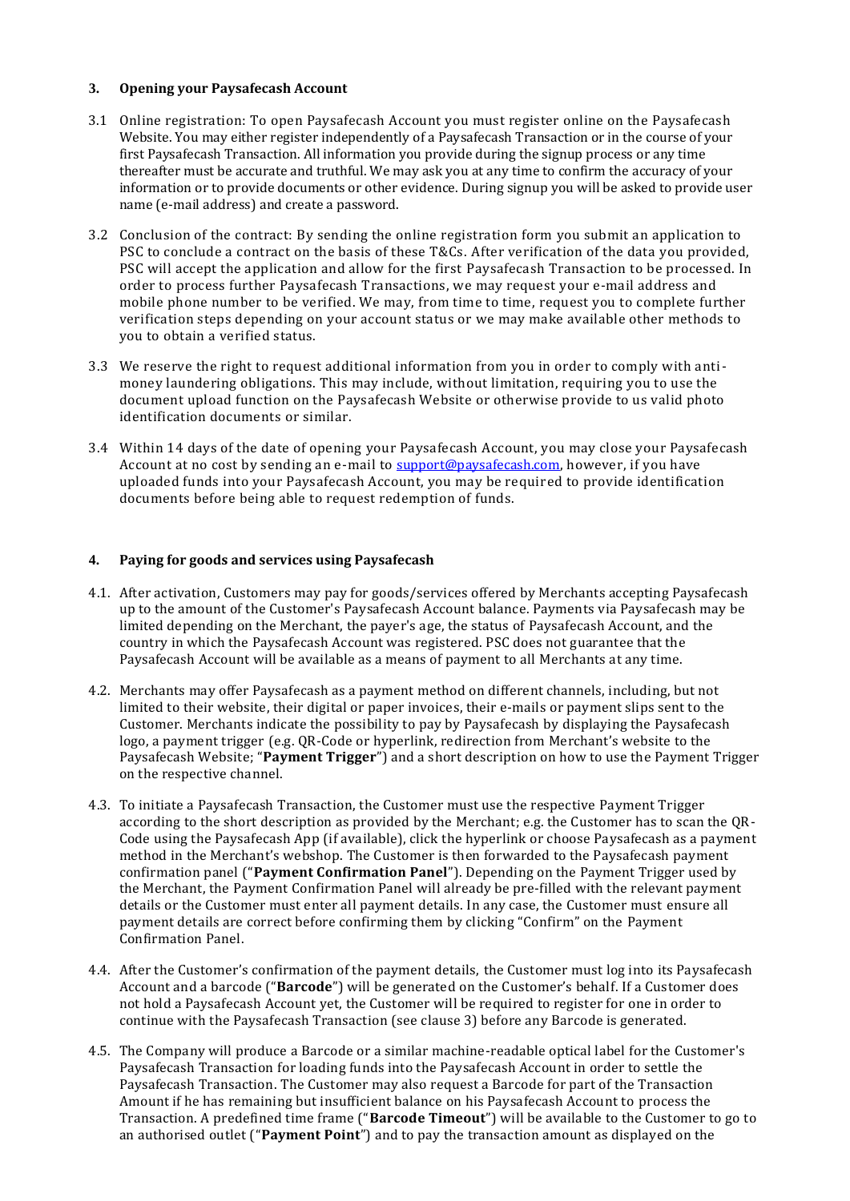## 3. Opening your Paysafecash Account

3.1 Online registration: To open Paysafecash Account you must register online on the Paysafecash Website. You may either register independently of a Paysafecash Transaction or in the course of your first Paysafecash Transaction. All information you provide during the signup process or any time thereafter must be accurate and truthful. We may ask you at any time to confirm the accuracy of your information or to provide documents or other evidence. During signup you will be asked to provide user name (e-mail address) and create a password.

3.2 Conclusion of the contract: By sending the online registration form you submit an application to PSC to conclude a contract on the basis of these T&Cs. After verification of the data you provided, PSC will accept the application and allow for the first Paysafecash Transaction to be processed. In order to process further Paysafecash Transactions, we may request your e-mail address and mobile phone number to be verified. We may, from time to time, request you to complete further verification steps depending on your account status or we may make available other methods to you to obtain a verified status.

3.3 We reserve the right to request additional information from you in order to comply with anti-money laundering obligations. This may include, without limitation, requiring you to use the document upload function on the Paysafecash Website or otherwise provide to us valid photo identification documents or similar.

3.4 Within 14 days of the date of opening your Paysafecash Account, you may close your Paysafecash Account at no cost by sending an e-mail to support@paysafecash.com, however, if you have uploaded funds into your Paysafecash Account, you may be required to provide identification documents before being able to request redemption of funds.

## 4. Paying for goods and services using Paysafecash

4.1. After activation, Customers may pay for goods/services offered by Merchants accepting Paysafecash up to the amount of the Customer's Paysafecash Account balance. Payments via Paysafecash may be limited depending on the Merchant, the payer's age, the status of Paysafecash Account, and the country in which the Paysafecash Account was registered. PSC does not guarantee that the Paysafecash Account will be available as a means of payment to all Merchants at any time.

4.2. Merchants may offer Paysafecash as a payment method on different channels, including, but not limited to their website, their digital or paper invoices, their e-mails or payment slips sent to the Customer. Merchants indicate the possibility to pay by Paysafecash by displaying the Paysafecash logo, a payment trigger (e.g. QR-Code or hyperlink, redirection from Merchant's website to the Paysafecash Website; "**Payment Trigger**") and a short description on how to use the Payment Trigger on the respective channel.

4.3. To initiate a Paysafecash Transaction, the Customer must use the respective Payment Trigger according to the short description as provided by the Merchant; e.g. the Customer has to scan the QR-Code using the Paysafecash App (if available), click the hyperlink or choose Paysafecash as a payment method in the Merchant's webshop. The Customer is then forwarded to the Paysafecash payment confirmation panel ("**Payment Confirmation Panel**"). Depending on the Payment Trigger used by the Merchant, the Payment Confirmation Panel will already be pre-filled with the relevant payment details or the Customer must enter all payment details. In any case, the Customer must ensure all payment details are correct before confirming them by clicking "Confirm" on the Payment Confirmation Panel.

4.4. After the Customer's confirmation of the payment details, the Customer must log into its Paysafecash Account and a barcode ("**Barcode**") will be generated on the Customer's behalf. If a Customer does not hold a Paysafecash Account yet, the Customer will be required to register for one in order to continue with the Paysafecash Transaction (see clause 3) before any Barcode is generated.

4.5. The Company will produce a Barcode or a similar machine-readable optical label for the Customer's Paysafecash Transaction for loading funds into the Paysafecash Account in order to settle the Paysafecash Transaction. The Customer may also request a Barcode for part of the Transaction Amount if he has remaining but insufficient balance on his Paysafecash Account to process the Transaction. A predefined time frame ("**Barcode Timeout**") will be available to the Customer to go to an authorised outlet ("**Payment Point**") and to pay the transaction amount as displayed on the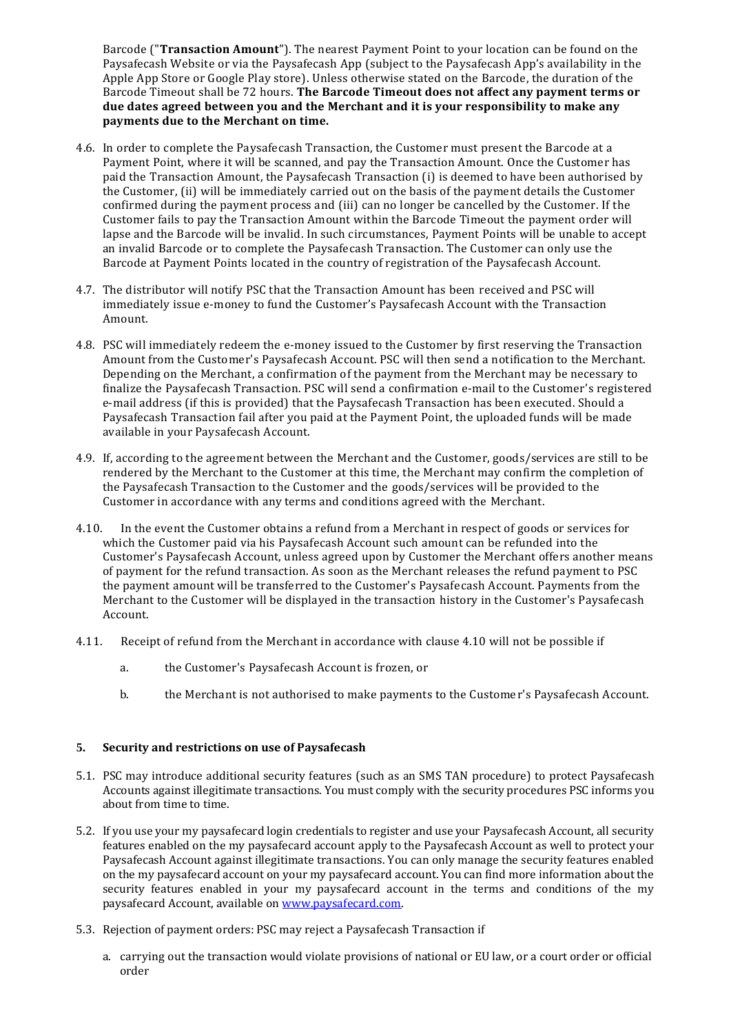Barcode ("**Transaction Amount**"). The nearest Payment Point to your location can be found on the Paysafecash Website or via the Paysafecash App (subject to the Paysafecash App's availability in the Apple App Store or Google Play store). Unless otherwise stated on the Barcode, the duration of the Barcode Timeout shall be 72 hours. **The Barcode Timeout does not affect any payment terms or due dates agreed between you and the Merchant and it is your responsibility to make any payments due to the Merchant on time.**

4.6. In order to complete the Paysafecash Transaction, the Customer must present the Barcode at a Payment Point, where it will be scanned, and pay the Transaction Amount. Once the Customer has paid the Transaction Amount, the Paysafecash Transaction (i) is deemed to have been authorised by the Customer, (ii) will be immediately carried out on the basis of the payment details the Customer confirmed during the payment process and (iii) can no longer be cancelled by the Customer. If the Customer fails to pay the Transaction Amount within the Barcode Timeout the payment order will lapse and the Barcode will be invalid. In such circumstances, Payment Points will be unable to accept an invalid Barcode or to complete the Paysafecash Transaction. The Customer can only use the Barcode at Payment Points located in the country of registration of the Paysafecash Account.

4.7. The distributor will notify PSC that the Transaction Amount has been received and PSC will immediately issue e-money to fund the Customer's Paysafecash Account with the Transaction Amount.

4.8. PSC will immediately redeem the e-money issued to the Customer by first reserving the Transaction Amount from the Customer's Paysafecash Account. PSC will then send a notification to the Merchant. Depending on the Merchant, a confirmation of the payment from the Merchant may be necessary to finalize the Paysafecash Transaction. PSC will send a confirmation e-mail to the Customer's registered e-mail address (if this is provided) that the Paysafecash Transaction has been executed. Should a Paysafecash Transaction fail after you paid at the Payment Point, the uploaded funds will be made available in your Paysafecash Account.

4.9. If, according to the agreement between the Merchant and the Customer, goods/services are still to be rendered by the Merchant to the Customer at this time, the Merchant may confirm the completion of the Paysafecash Transaction to the Customer and the goods/services will be provided to the Customer in accordance with any terms and conditions agreed with the Merchant.

4.10. In the event the Customer obtains a refund from a Merchant in respect of goods or services for which the Customer paid via his Paysafecash Account such amount can be refunded into the Customer's Paysafecash Account, unless agreed upon by Customer the Merchant offers another means of payment for the refund transaction. As soon as the Merchant releases the refund payment to PSC the payment amount will be transferred to the Customer's Paysafecash Account. Payments from the Merchant to the Customer will be displayed in the transaction history in the Customer's Paysafecash Account.

4.11. Receipt of refund from the Merchant in accordance with clause 4.10 will not be possible if

a. the Customer's Paysafecash Account is frozen, or

b. the Merchant is not authorised to make payments to the Customer's Paysafecash Account.

## 5. Security and restrictions on use of Paysafecash

5.1. PSC may introduce additional security features (such as an SMS TAN procedure) to protect Paysafecash Accounts against illegitimate transactions. You must comply with the security procedures PSC informs you about from time to time.

5.2. If you use your my paysafecard login credentials to register and use your Paysafecash Account, all security features enabled on the my paysafecard account apply to the Paysafecash Account as well to protect your Paysafecash Account against illegitimate transactions. You can only manage the security features enabled on the my paysafecard account on your my paysafecard account. You can find more information about the security features enabled in your my paysafecard account in the terms and conditions of the my paysafecard Account, available on [www.paysafecard.com](www.paysafecard.com).

5.3. Rejection of payment orders: PSC may reject a Paysafecash Transaction if

a. carrying out the transaction would violate provisions of national or EU law, or a court order or official order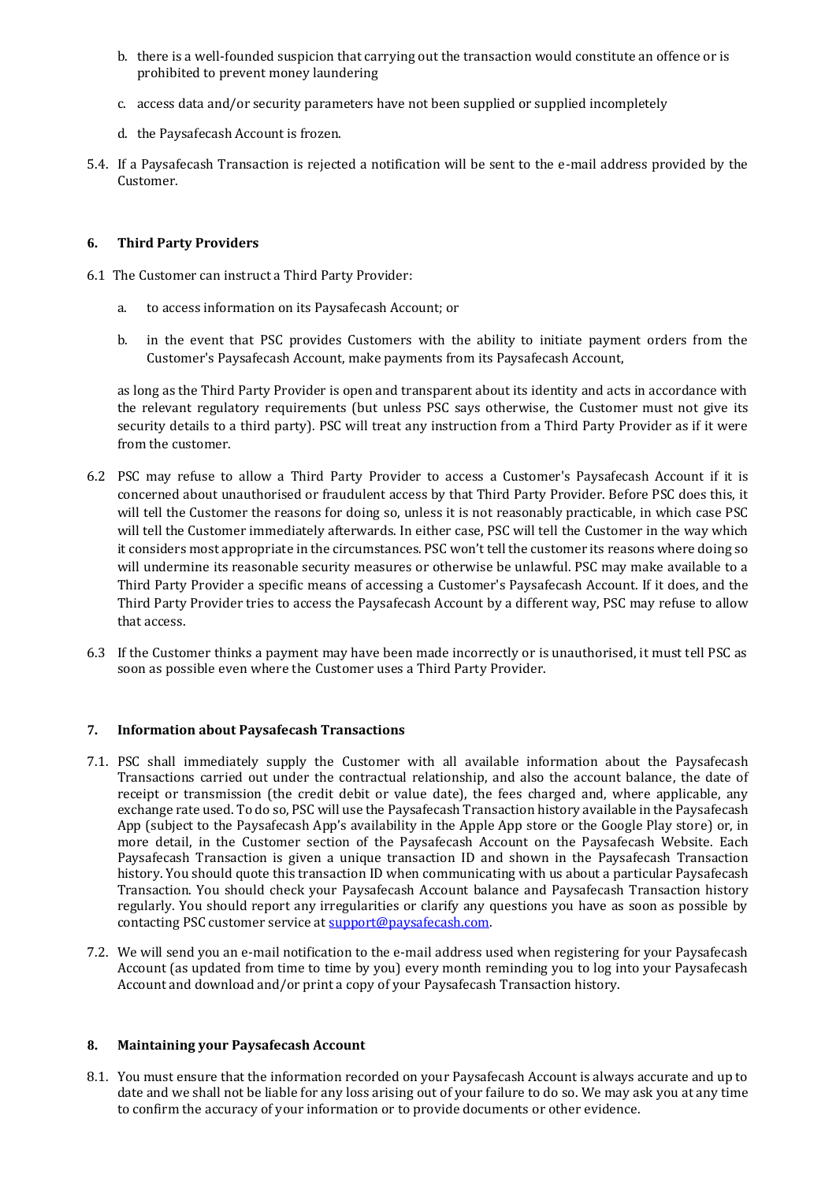b. there is a well-founded suspicion that carrying out the transaction would constitute an offence or is prohibited to prevent money laundering

c. access data and/or security parameters have not been supplied or supplied incompletely

d. the Paysafecash Account is frozen.

5.4. If a Paysafecash Transaction is rejected a notification will be sent to the e-mail address provided by the Customer.

## 6. Third Party Providers

6.1 The Customer can instruct a Third Party Provider:

a. to access information on its Paysafecash Account; or

b. in the event that PSC provides Customers with the ability to initiate payment orders from the Customer's Paysafecash Account, make payments from its Paysafecash Account,

as long as the Third Party Provider is open and transparent about its identity and acts in accordance with the relevant regulatory requirements (but unless PSC says otherwise, the Customer must not give its security details to a third party). PSC will treat any instruction from a Third Party Provider as if it were from the customer.

6.2 PSC may refuse to allow a Third Party Provider to access a Customer's Paysafecash Account if it is concerned about unauthorised or fraudulent access by that Third Party Provider. Before PSC does this, it will tell the Customer the reasons for doing so, unless it is not reasonably practicable, in which case PSC will tell the Customer immediately afterwards. In either case, PSC will tell the Customer in the way which it considers most appropriate in the circumstances. PSC won't tell the customer its reasons where doing so will undermine its reasonable security measures or otherwise be unlawful. PSC may make available to a Third Party Provider a specific means of accessing a Customer's Paysafecash Account. If it does, and the Third Party Provider tries to access the Paysafecash Account by a different way, PSC may refuse to allow that access.

6.3 If the Customer thinks a payment may have been made incorrectly or is unauthorised, it must tell PSC as soon as possible even where the Customer uses a Third Party Provider.

## 7. Information about Paysafecash Transactions

7.1. PSC shall immediately supply the Customer with all available information about the Paysafecash Transactions carried out under the contractual relationship, and also the account balance, the date of receipt or transmission (the credit debit or value date), the fees charged and, where applicable, any exchange rate used. To do so, PSC will use the Paysafecash Transaction history available in the Paysafecash App (subject to the Paysafecash App's availability in the Apple App store or the Google Play store) or, in more detail, in the Customer section of the Paysafecash Account on the Paysafecash Website. Each Paysafecash Transaction is given a unique transaction ID and shown in the Paysafecash Transaction history. You should quote this transaction ID when communicating with us about a particular Paysafecash Transaction. You should check your Paysafecash Account balance and Paysafecash Transaction history regularly. You should report any irregularities or clarify any questions you have as soon as possible by contacting PSC customer service at support@paysafecash.com.

7.2. We will send you an e-mail notification to the e-mail address used when registering for your Paysafecash Account (as updated from time to time by you) every month reminding you to log into your Paysafecash Account and download and/or print a copy of your Paysafecash Transaction history.

## 8. Maintaining your Paysafecash Account

8.1. You must ensure that the information recorded on your Paysafecash Account is always accurate and up to date and we shall not be liable for any loss arising out of your failure to do so. We may ask you at any time to confirm the accuracy of your information or to provide documents or other evidence.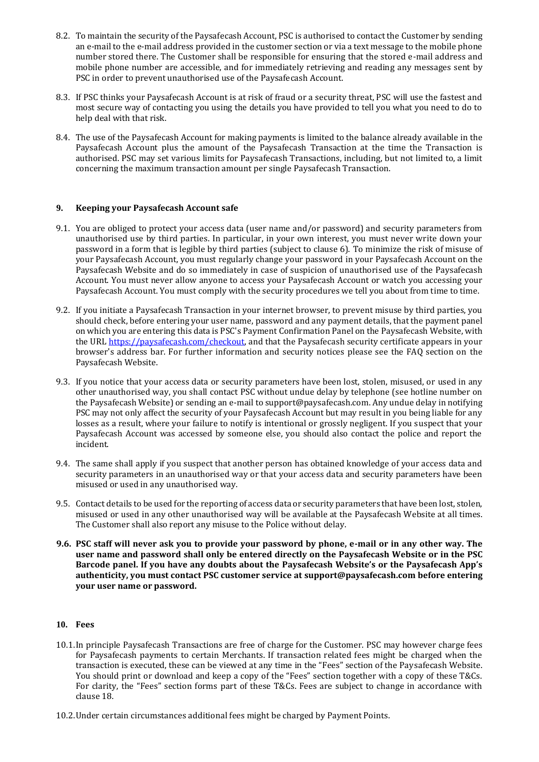8.2. To maintain the security of the Paysafecash Account, PSC is authorised to contact the Customer by sending an e-mail to the e-mail address provided in the customer section or via a text message to the mobile phone number stored there. The Customer shall be responsible for ensuring that the stored e-mail address and mobile phone number are accessible, and for immediately retrieving and reading any messages sent by PSC in order to prevent unauthorised use of the Paysafecash Account.

8.3. If PSC thinks your Paysafecash Account is at risk of fraud or a security threat, PSC will use the fastest and most secure way of contacting you using the details you have provided to tell you what you need to do to help deal with that risk.

8.4. The use of the Paysafecash Account for making payments is limited to the balance already available in the Paysafecash Account plus the amount of the Paysafecash Transaction at the time the Transaction is authorised. PSC may set various limits for Paysafecash Transactions, including, but not limited to, a limit concerning the maximum transaction amount per single Paysafecash Transaction.

## 9. Keeping your Paysafecash Account safe

9.1. You are obliged to protect your access data (user name and/or password) and security parameters from unauthorised use by third parties. In particular, in your own interest, you must never write down your password in a form that is legible by third parties (subject to clause 6). To minimize the risk of misuse of your Paysafecash Account, you must regularly change your password in your Paysafecash Account on the Paysafecash Website and do so immediately in case of suspicion of unauthorised use of the Paysafecash Account. You must never allow anyone to access your Paysafecash Account or watch you accessing your Paysafecash Account. You must comply with the security procedures we tell you about from time to time.

9.2. If you initiate a Paysafecash Transaction in your internet browser, to prevent misuse by third parties, you should check, before entering your user name, password and any payment details, that the payment panel on which you are entering this data is PSC's Payment Confirmation Panel on the Paysafecash Website, with the URL https://paysafecash.com/checkout, and that the Paysafecash security certificate appears in your browser's address bar. For further information and security notices please see the FAQ section on the Paysafecash Website.

9.3. If you notice that your access data or security parameters have been lost, stolen, misused, or used in any other unauthorised way, you shall contact PSC without undue delay by telephone (see hotline number on the Paysafecash Website) or sending an e-mail to support@paysafecash.com. Any undue delay in notifying PSC may not only affect the security of your Paysafecash Account but may result in you being liable for any losses as a result, where your failure to notify is intentional or grossly negligent. If you suspect that your Paysafecash Account was accessed by someone else, you should also contact the police and report the incident.

9.4. The same shall apply if you suspect that another person has obtained knowledge of your access data and security parameters in an unauthorised way or that your access data and security parameters have been misused or used in any unauthorised way.

9.5. Contact details to be used for the reporting of access data or security parameters that have been lost, stolen, misused or used in any other unauthorised way will be available at the Paysafecash Website at all times. The Customer shall also report any misuse to the Police without delay.

**9.6. PSC staff will never ask you to provide your password by phone, e-mail or in any other way. The user name and password shall only be entered directly on the Paysafecash Website or in the PSC Barcode panel. If you have any doubts about the Paysafecash Website's or the Paysafecash App's authenticity, you must contact PSC customer service at support@paysafecash.com before entering your user name or password.**

## 10. Fees

10.1. In principle Paysafecash Transactions are free of charge for the Customer. PSC may however charge fees for Paysafecash payments to certain Merchants. If transaction related fees might be charged when the transaction is executed, these can be viewed at any time in the "Fees" section of the Paysafecash Website. You should print or download and keep a copy of the "Fees" section together with a copy of these T&Cs. For clarity, the "Fees" section forms part of these T&Cs. Fees are subject to change in accordance with clause 18.

10.2. Under certain circumstances additional fees might be charged by Payment Points.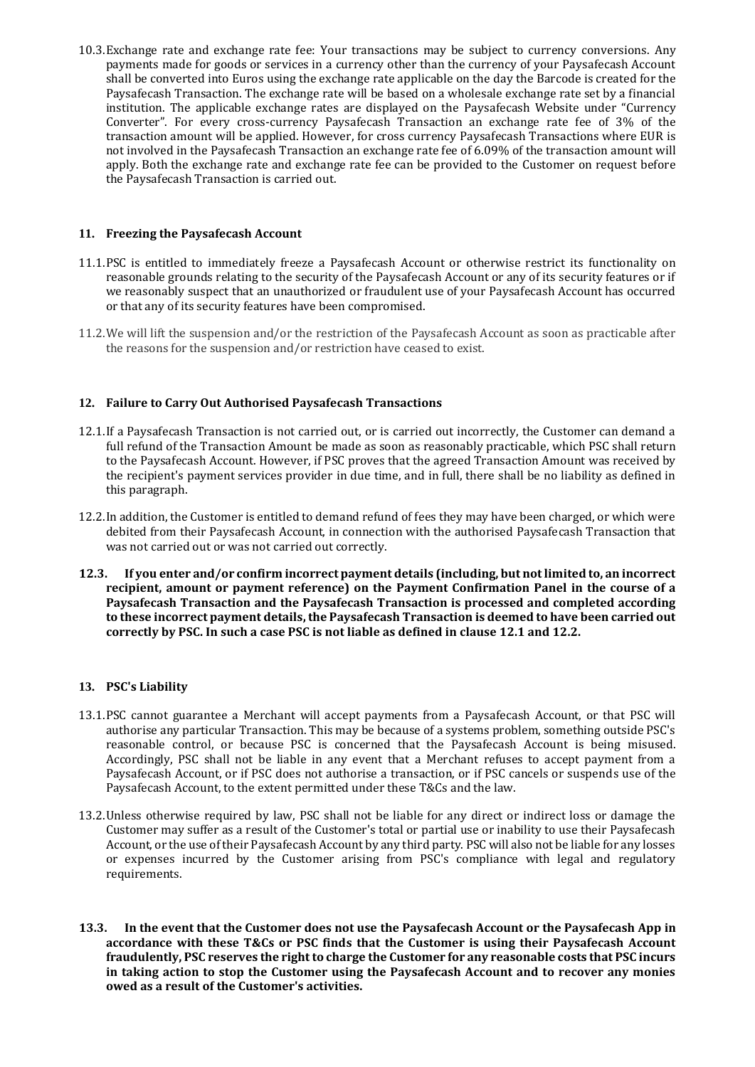10.3. Exchange rate and exchange rate fee: Your transactions may be subject to currency conversions. Any payments made for goods or services in a currency other than the currency of your Paysafecash Account shall be converted into Euros using the exchange rate applicable on the day the Barcode is created for the Paysafecash Transaction. The exchange rate will be based on a wholesale exchange rate set by a financial institution. The applicable exchange rates are displayed on the Paysafecash Website under "Currency Converter". For every cross-currency Paysafecash Transaction an exchange rate fee of 3% of the transaction amount will be applied. However, for cross currency Paysafecash Transactions where EUR is not involved in the Paysafecash Transaction an exchange rate fee of 6.09% of the transaction amount will apply. Both the exchange rate and exchange rate fee can be provided to the Customer on request before the Paysafecash Transaction is carried out.

## 11. Freezing the Paysafecash Account

11.1. PSC is entitled to immediately freeze a Paysafecash Account or otherwise restrict its functionality on reasonable grounds relating to the security of the Paysafecash Account or any of its security features or if we reasonably suspect that an unauthorized or fraudulent use of your Paysafecash Account has occurred or that any of its security features have been compromised.

11.2. We will lift the suspension and/or the restriction of the Paysafecash Account as soon as practicable after the reasons for the suspension and/or restriction have ceased to exist.

## 12. Failure to Carry Out Authorised Paysafecash Transactions

12.1. If a Paysafecash Transaction is not carried out, or is carried out incorrectly, the Customer can demand a full refund of the Transaction Amount be made as soon as reasonably practicable, which PSC shall return to the Paysafecash Account. However, if PSC proves that the agreed Transaction Amount was received by the recipient's payment services provider in due time, and in full, there shall be no liability as defined in this paragraph.

12.2. In addition, the Customer is entitled to demand refund of fees they may have been charged, or which were debited from their Paysafecash Account, in connection with the authorised Paysafecash Transaction that was not carried out or was not carried out correctly.

**12.3. If you enter and/or confirm incorrect payment details (including, but not limited to, an incorrect recipient, amount or payment reference) on the Payment Confirmation Panel in the course of a Paysafecash Transaction and the Paysafecash Transaction is processed and completed according to these incorrect payment details, the Paysafecash Transaction is deemed to have been carried out correctly by PSC. In such a case PSC is not liable as defined in clause 12.1 and 12.2.**

## 13. PSC's Liability

13.1. PSC cannot guarantee a Merchant will accept payments from a Paysafecash Account, or that PSC will authorise any particular Transaction. This may be because of a systems problem, something outside PSC's reasonable control, or because PSC is concerned that the Paysafecash Account is being misused. Accordingly, PSC shall not be liable in any event that a Merchant refuses to accept payment from a Paysafecash Account, or if PSC does not authorise a transaction, or if PSC cancels or suspends use of the Paysafecash Account, to the extent permitted under these T&Cs and the law.

13.2. Unless otherwise required by law, PSC shall not be liable for any direct or indirect loss or damage the Customer may suffer as a result of the Customer's total or partial use or inability to use their Paysafecash Account, or the use of their Paysafecash Account by any third party. PSC will also not be liable for any losses or expenses incurred by the Customer arising from PSC's compliance with legal and regulatory requirements.

**13.3. In the event that the Customer does not use the Paysafecash Account or the Paysafecash App in accordance with these T&Cs or PSC finds that the Customer is using their Paysafecash Account fraudulently, PSC reserves the right to charge the Customer for any reasonable costs that PSC incurs in taking action to stop the Customer using the Paysafecash Account and to recover any monies owed as a result of the Customer's activities.**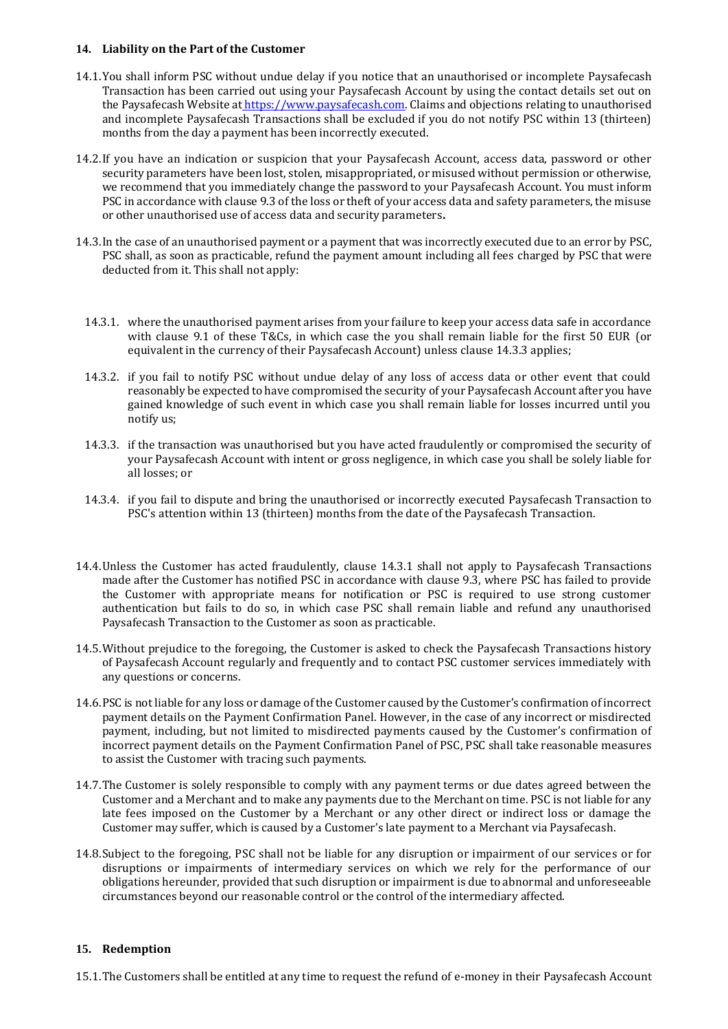**14. Liability on the Part of the Customer**

14.1. You shall inform PSC without undue delay if you notice that an unauthorised or incomplete Paysafecash Transaction has been carried out using your Paysafecash Account by using the contact details set out on the Paysafecash Website at https://www.paysafecash.com. Claims and objections relating to unauthorised and incomplete Paysafecash Transactions shall be excluded if you do not notify PSC within 13 (thirteen) months from the day a payment has been incorrectly executed.

14.2. If you have an indication or suspicion that your Paysafecash Account, access data, password or other security parameters have been lost, stolen, misappropriated, or misused without permission or otherwise, we recommend that you immediately change the password to your Paysafecash Account. You must inform PSC in accordance with clause 9.3 of the loss or theft of your access data and safety parameters, the misuse or other unauthorised use of access data and security parameters**.**

14.3. In the case of an unauthorised payment or a payment that was incorrectly executed due to an error by PSC, PSC shall, as soon as practicable, refund the payment amount including all fees charged by PSC that were deducted from it. This shall not apply:

14.3.1. where the unauthorised payment arises from your failure to keep your access data safe in accordance with clause 9.1 of these T&Cs, in which case the you shall remain liable for the first 50 EUR (or equivalent in the currency of their Paysafecash Account) unless clause 14.3.3 applies;

14.3.2. if you fail to notify PSC without undue delay of any loss of access data or other event that could reasonably be expected to have compromised the security of your Paysafecash Account after you have gained knowledge of such event in which case you shall remain liable for losses incurred until you notify us;

14.3.3. if the transaction was unauthorised but you have acted fraudulently or compromised the security of your Paysafecash Account with intent or gross negligence, in which case you shall be solely liable for all losses; or

14.3.4. if you fail to dispute and bring the unauthorised or incorrectly executed Paysafecash Transaction to PSC's attention within 13 (thirteen) months from the date of the Paysafecash Transaction.

14.4. Unless the Customer has acted fraudulently, clause 14.3.1 shall not apply to Paysafecash Transactions made after the Customer has notified PSC in accordance with clause 9.3, where PSC has failed to provide the Customer with appropriate means for notification or PSC is required to use strong customer authentication but fails to do so, in which case PSC shall remain liable and refund any unauthorised Paysafecash Transaction to the Customer as soon as practicable.

14.5. Without prejudice to the foregoing, the Customer is asked to check the Paysafecash Transactions history of Paysafecash Account regularly and frequently and to contact PSC customer services immediately with any questions or concerns.

14.6. PSC is not liable for any loss or damage of the Customer caused by the Customer's confirmation of incorrect payment details on the Payment Confirmation Panel. However, in the case of any incorrect or misdirected payment, including, but not limited to misdirected payments caused by the Customer's confirmation of incorrect payment details on the Payment Confirmation Panel of PSC, PSC shall take reasonable measures to assist the Customer with tracing such payments.

14.7. The Customer is solely responsible to comply with any payment terms or due dates agreed between the Customer and a Merchant and to make any payments due to the Merchant on time. PSC is not liable for any late fees imposed on the Customer by a Merchant or any other direct or indirect loss or damage the Customer may suffer, which is caused by a Customer's late payment to a Merchant via Paysafecash.

14.8. Subject to the foregoing, PSC shall not be liable for any disruption or impairment of our services or for disruptions or impairments of intermediary services on which we rely for the performance of our obligations hereunder, provided that such disruption or impairment is due to abnormal and unforeseeable circumstances beyond our reasonable control or the control of the intermediary affected.

**15. Redemption**

15.1. The Customers shall be entitled at any time to request the refund of e-money in their Paysafecash Account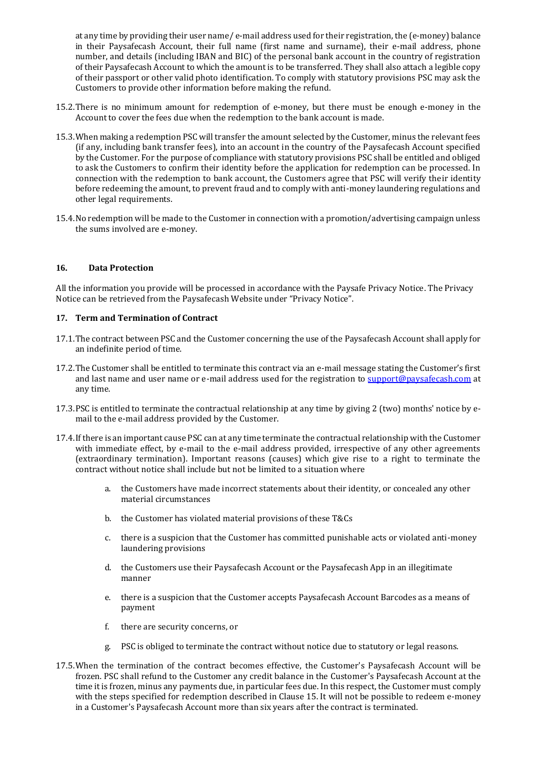at any time by providing their user name/ e-mail address used for their registration, the (e-money) balance in their Paysafecash Account, their full name (first name and surname), their e-mail address, phone number, and details (including IBAN and BIC) of the personal bank account in the country of registration of their Paysafecash Account to which the amount is to be transferred. They shall also attach a legible copy of their passport or other valid photo identification. To comply with statutory provisions PSC may ask the Customers to provide other information before making the refund.

15.2. There is no minimum amount for redemption of e-money, but there must be enough e-money in the Account to cover the fees due when the redemption to the bank account is made.

15.3. When making a redemption PSC will transfer the amount selected by the Customer, minus the relevant fees (if any, including bank transfer fees), into an account in the country of the Paysafecash Account specified by the Customer. For the purpose of compliance with statutory provisions PSC shall be entitled and obliged to ask the Customers to confirm their identity before the application for redemption can be processed. In connection with the redemption to bank account, the Customers agree that PSC will verify their identity before redeeming the amount, to prevent fraud and to comply with anti-money laundering regulations and other legal requirements.

15.4. No redemption will be made to the Customer in connection with a promotion/advertising campaign unless the sums involved are e-money.

## 16. Data Protection

All the information you provide will be processed in accordance with the Paysafe Privacy Notice. The Privacy Notice can be retrieved from the Paysafecash Website under "Privacy Notice".

## 17. Term and Termination of Contract

17.1. The contract between PSC and the Customer concerning the use of the Paysafecash Account shall apply for an indefinite period of time.

17.2. The Customer shall be entitled to terminate this contract via an e-mail message stating the Customer's first and last name and user name or e-mail address used for the registration to support@paysafecash.com at any time.

17.3. PSC is entitled to terminate the contractual relationship at any time by giving 2 (two) months' notice by e-mail to the e-mail address provided by the Customer.

17.4. If there is an important cause PSC can at any time terminate the contractual relationship with the Customer with immediate effect, by e-mail to the e-mail address provided, irrespective of any other agreements (extraordinary termination). Important reasons (causes) which give rise to a right to terminate the contract without notice shall include but not be limited to a situation where

a. the Customers have made incorrect statements about their identity, or concealed any other material circumstances

b. the Customer has violated material provisions of these T&Cs

c. there is a suspicion that the Customer has committed punishable acts or violated anti-money laundering provisions

d. the Customers use their Paysafecash Account or the Paysafecash App in an illegitimate manner

e. there is a suspicion that the Customer accepts Paysafecash Account Barcodes as a means of payment

f. there are security concerns, or

g. PSC is obliged to terminate the contract without notice due to statutory or legal reasons.

17.5. When the termination of the contract becomes effective, the Customer's Paysafecash Account will be frozen. PSC shall refund to the Customer any credit balance in the Customer's Paysafecash Account at the time it is frozen, minus any payments due, in particular fees due. In this respect, the Customer must comply with the steps specified for redemption described in Clause 15. It will not be possible to redeem e-money in a Customer's Paysafecash Account more than six years after the contract is terminated.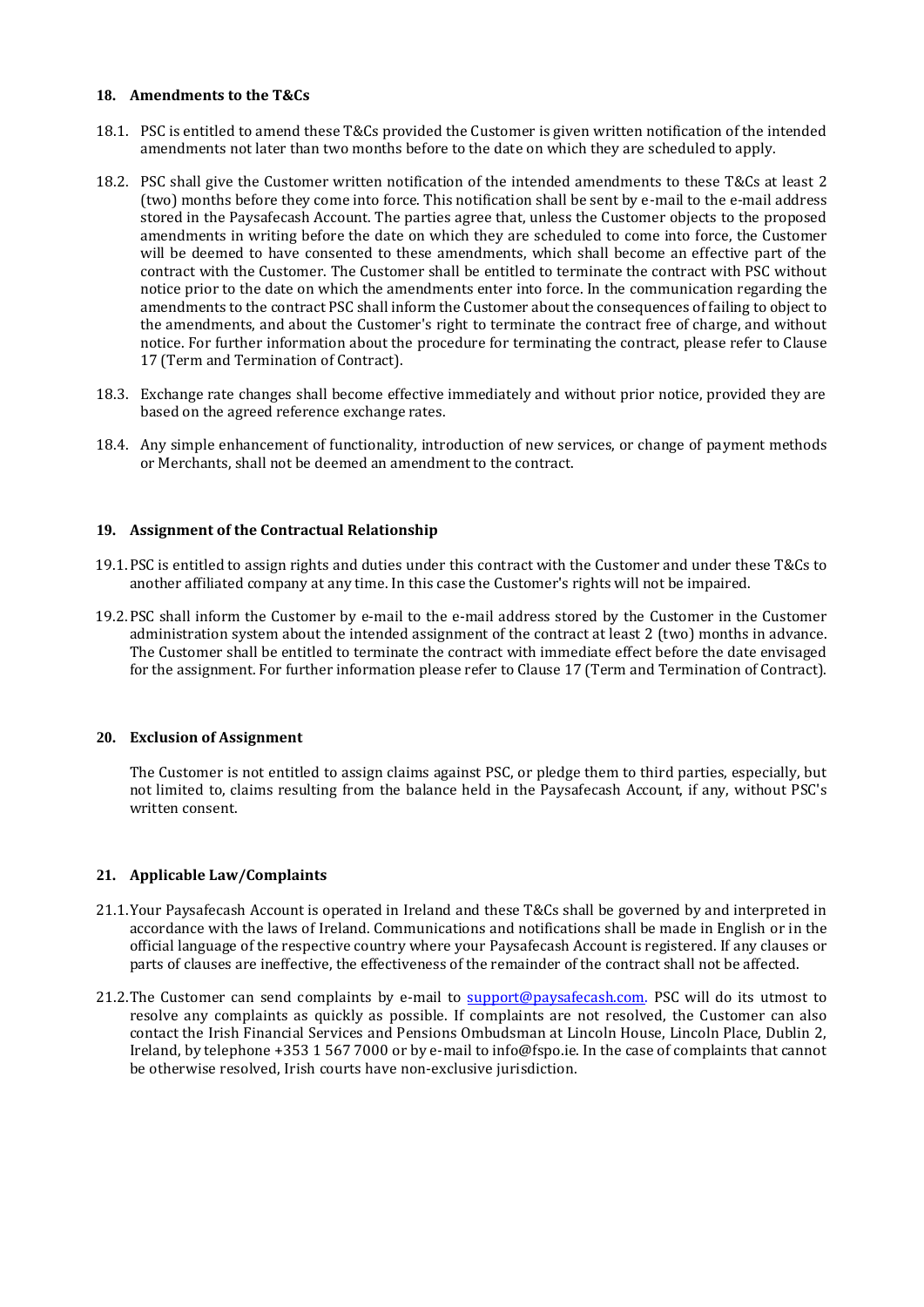## 18. Amendments to the T&Cs

18.1. PSC is entitled to amend these T&Cs provided the Customer is given written notification of the intended amendments not later than two months before to the date on which they are scheduled to apply.

18.2. PSC shall give the Customer written notification of the intended amendments to these T&Cs at least 2 (two) months before they come into force. This notification shall be sent by e-mail to the e-mail address stored in the Paysafecash Account. The parties agree that, unless the Customer objects to the proposed amendments in writing before the date on which they are scheduled to come into force, the Customer will be deemed to have consented to these amendments, which shall become an effective part of the contract with the Customer. The Customer shall be entitled to terminate the contract with PSC without notice prior to the date on which the amendments enter into force. In the communication regarding the amendments to the contract PSC shall inform the Customer about the consequences of failing to object to the amendments, and about the Customer's right to terminate the contract free of charge, and without notice. For further information about the procedure for terminating the contract, please refer to Clause 17 (Term and Termination of Contract).

18.3. Exchange rate changes shall become effective immediately and without prior notice, provided they are based on the agreed reference exchange rates.

18.4. Any simple enhancement of functionality, introduction of new services, or change of payment methods or Merchants, shall not be deemed an amendment to the contract.

## 19. Assignment of the Contractual Relationship

19.1. PSC is entitled to assign rights and duties under this contract with the Customer and under these T&Cs to another affiliated company at any time. In this case the Customer's rights will not be impaired.

19.2. PSC shall inform the Customer by e-mail to the e-mail address stored by the Customer in the Customer administration system about the intended assignment of the contract at least 2 (two) months in advance. The Customer shall be entitled to terminate the contract with immediate effect before the date envisaged for the assignment. For further information please refer to Clause 17 (Term and Termination of Contract).

## 20. Exclusion of Assignment

The Customer is not entitled to assign claims against PSC, or pledge them to third parties, especially, but not limited to, claims resulting from the balance held in the Paysafecash Account, if any, without PSC's written consent.

## 21. Applicable Law/Complaints

21.1. Your Paysafecash Account is operated in Ireland and these T&Cs shall be governed by and interpreted in accordance with the laws of Ireland. Communications and notifications shall be made in English or in the official language of the respective country where your Paysafecash Account is registered. If any clauses or parts of clauses are ineffective, the effectiveness of the remainder of the contract shall not be affected.

21.2. The Customer can send complaints by e-mail to [support@paysafecash.com](mailto:support@paysafecash.com). PSC will do its utmost to resolve any complaints as quickly as possible. If complaints are not resolved, the Customer can also contact the Irish Financial Services and Pensions Ombudsman at Lincoln House, Lincoln Place, Dublin 2, Ireland, by telephone +353 1 567 7000 or by e-mail to info@fspo.ie. In the case of complaints that cannot be otherwise resolved, Irish courts have non-exclusive jurisdiction.